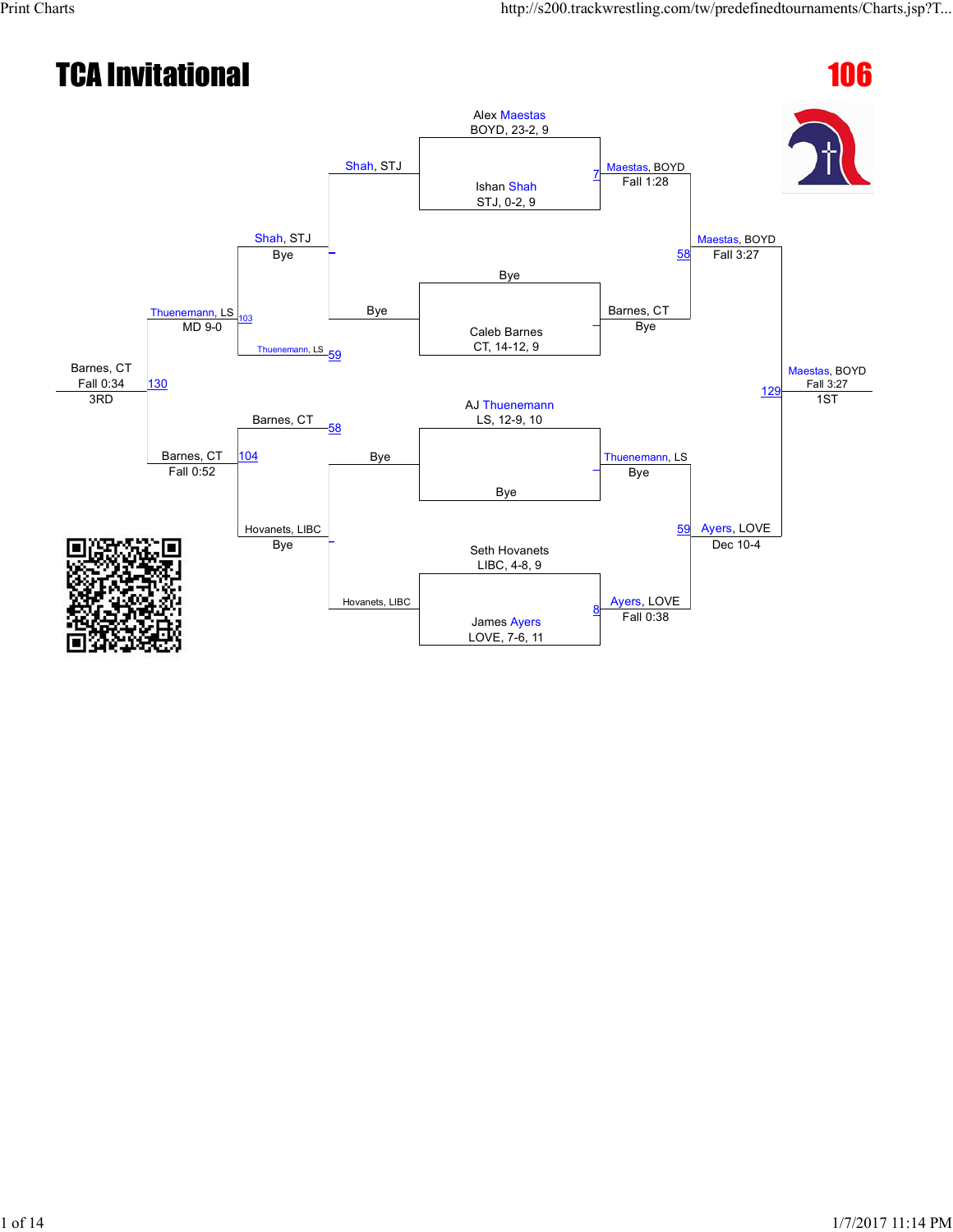# TCA Invitational

## 106

**Championship Bracket**

- Alex Maestas, BOYD, 23-2, 9 vs. Ishan Shah, STJ, 0-2, 9 (Match 7) — Maestas, BOYD, Fall 1:28
- Bye vs. Caleb Barnes, CT, 14-12, 9 — Barnes, CT, Bye
- AJ Thuenemann, LS, 12-9, 10 vs. Bye — Thuenemann, LS, Bye
- Seth Hovanets, LIBC, 4-8, 9 vs. James Ayers, LOVE, 7-6, 11 (Match 8) — Ayers, LOVE, Fall 0:38

**Semifinals**

- Match 58: Maestas, BOYD vs. Barnes, CT — Maestas, BOYD, Fall 3:27
- Match 59: Thuenemann, LS vs. Ayers, LOVE — Ayers, LOVE, Dec 10-4

**Final**

- Match 129: Maestas, BOYD vs. Ayers, LOVE — Maestas, BOYD, Fall 3:27 — 1ST

**Consolation Bracket**

- Shah, STJ vs. Bye — Shah, STJ, Bye
- Bye vs. Hovanets, LIBC — Hovanets, LIBC, Bye
- Match 103: Shah, STJ vs. Thuenemann, LS (59) — Thuenemann, LS, MD 9-0
- Match 104: Barnes, CT (58) vs. Hovanets, LIBC — Barnes, CT, Fall 0:52
- Match 130: Thuenemann, LS vs. Barnes, CT — Barnes, CT, Fall 0:34 — 3RD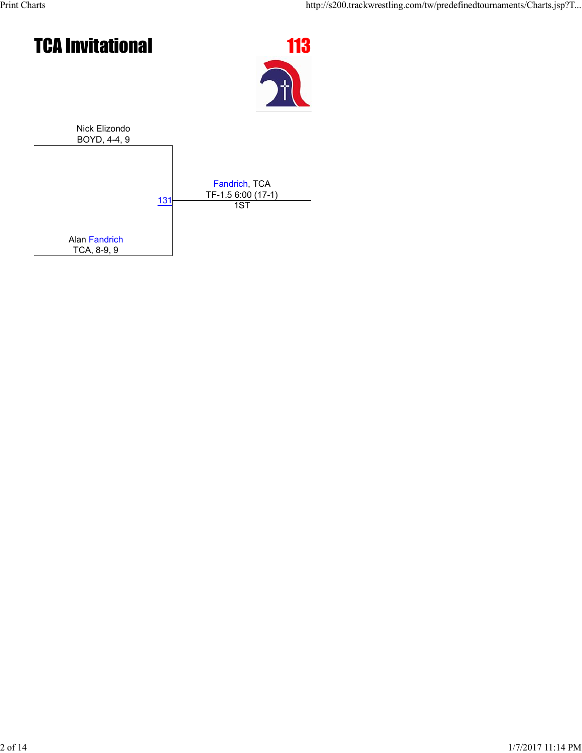# TCA Invitational

## 113

Nick Elizondo
BOYD, 4-4, 9

131

Alan Fandrich
TCA, 8-9, 9

Fandrich, TCA
TF-1.5 6:00 (17-1)
1ST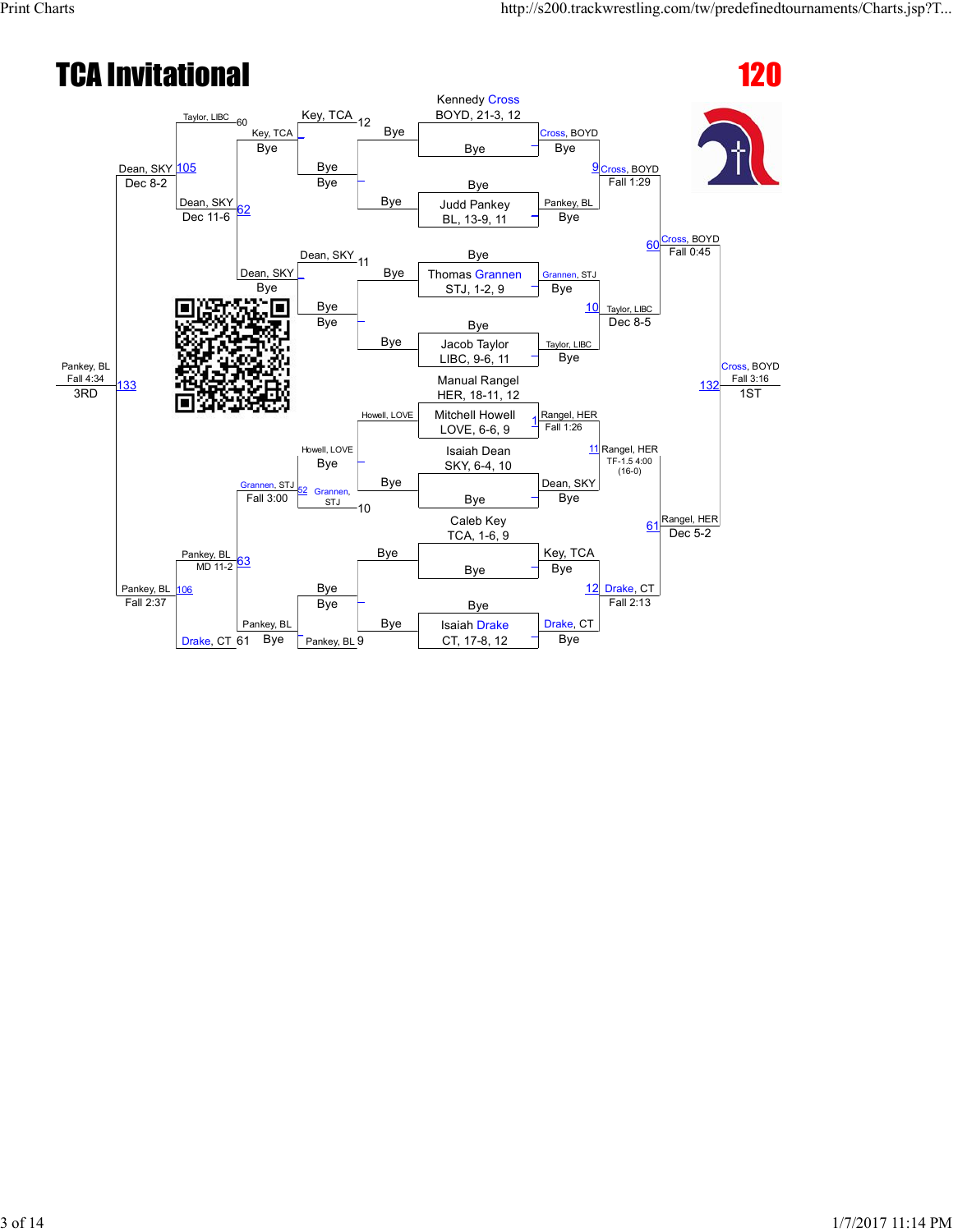# TCA Invitational

## 120

### Championship Bracket

**Entrants:**
- Kennedy Cross, BOYD, 21-3, 12
- Judd Pankey, BL, 13-9, 11
- Thomas Grannen, STJ, 1-2, 9
- Jacob Taylor, LIBC, 9-6, 11
- Manual Rangel, HER, 18-11, 12
- Mitchell Howell, LOVE, 6-6, 9
- Isaiah Dean, SKY, 6-4, 10
- Caleb Key, TCA, 1-6, 9
- Isaiah Drake, CT, 17-8, 12

**First Round:**
- Cross, BOYD – Bye
- Pankey, BL – Bye
- Grannen, STJ – Bye
- Taylor, LIBC – Bye
- Bout 1: Rangel, HER over Howell, LOVE – Fall 1:26
- Dean, SKY – Bye
- Key, TCA – Bye
- Drake, CT – Bye

**Quarterfinals:**
- Bout 9: Cross, BOYD – Fall 1:29
- Bout 10: Taylor, LIBC – Dec 8-5
- Bout 11: Rangel, HER – TF-1.5 4:00 (16-0)
- Bout 12: Drake, CT – Fall 2:13

**Semifinals:**
- Bout 60: Cross, BOYD – Fall 0:45
- Bout 61: Rangel, HER – Dec 5-2

**Final:**
- Bout 132: Cross, BOYD – Fall 3:16 – **1ST**

### Consolation Bracket

**First Round:**
- Bout 12: Key, TCA – Bye
- Bout 11: Dean, SKY – Bye
- Howell, LOVE – Bye
- Bout 10: Grannen, STJ – Bye
- Bout 9: Pankey, BL – Bye

**Second Round:**
- Key, TCA – Bye
- Dean, SKY – Bye
- Bout 52: Grannen, STJ – Fall 3:00
- Pankey, BL – Bye

**Third Round:**
- Bout 60: Taylor, LIBC
- Bout 62: Dean, SKY – Dec 11-6
- Bout 63: Pankey, BL – MD 11-2
- Bout 61: Drake, CT

**Consolation Semifinals:**
- Bout 105: Dean, SKY – Dec 8-2
- Bout 106: Pankey, BL – Fall 2:37

**3rd Place:**
- Bout 133: Pankey, BL – Fall 4:34 – **3RD**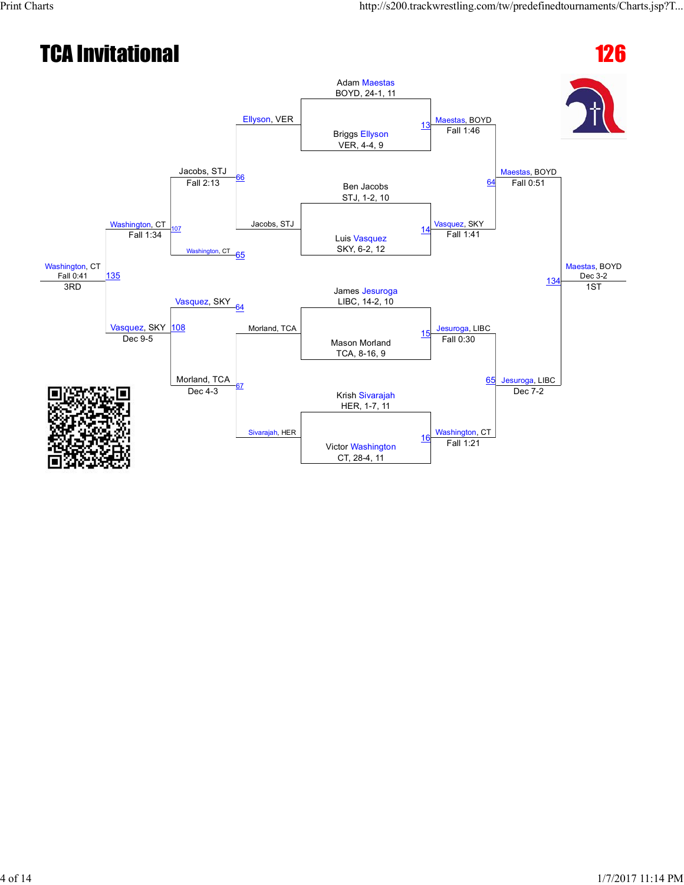# TCA Invitational

## 126

### Championship Bracket

**Quarterfinals**

- Adam Maestas, BOYD, 24-1, 11 vs. Briggs Ellyson, VER, 4-4, 9 — Bout 13: Maestas, BOYD, Fall 1:46
- Ben Jacobs, STJ, 1-2, 10 vs. Luis Vasquez, SKY, 6-2, 12 — Bout 14: Vasquez, SKY, Fall 1:41
- James Jesuroga, LIBC, 14-2, 10 vs. Mason Morland, TCA, 8-16, 9 — Bout 15: Jesuroga, LIBC, Fall 0:30
- Krish Sivarajah, HER, 1-7, 11 vs. Victor Washington, CT, 28-4, 11 — Bout 16: Washington, CT, Fall 1:21

**Semifinals**

- Bout 64: Maestas, BOYD, Fall 0:51
- Bout 65: Jesuroga, LIBC, Dec 7-2

**Final**

- Bout 134: Maestas, BOYD, Dec 3-2 — 1ST

### Consolation Bracket

- Bout 66: Ellyson, VER vs. Jacobs, STJ — Jacobs, STJ, Fall 2:13
- Bout 65: Washington, CT
- Bout 107: Washington, CT, Fall 1:34
- Bout 67: Morland, TCA vs. Sivarajah, HER — Morland, TCA, Dec 4-3
- Bout 64: Vasquez, SKY
- Bout 108: Vasquez, SKY, Dec 9-5
- Bout 135: Washington, CT, Fall 0:41 — 3RD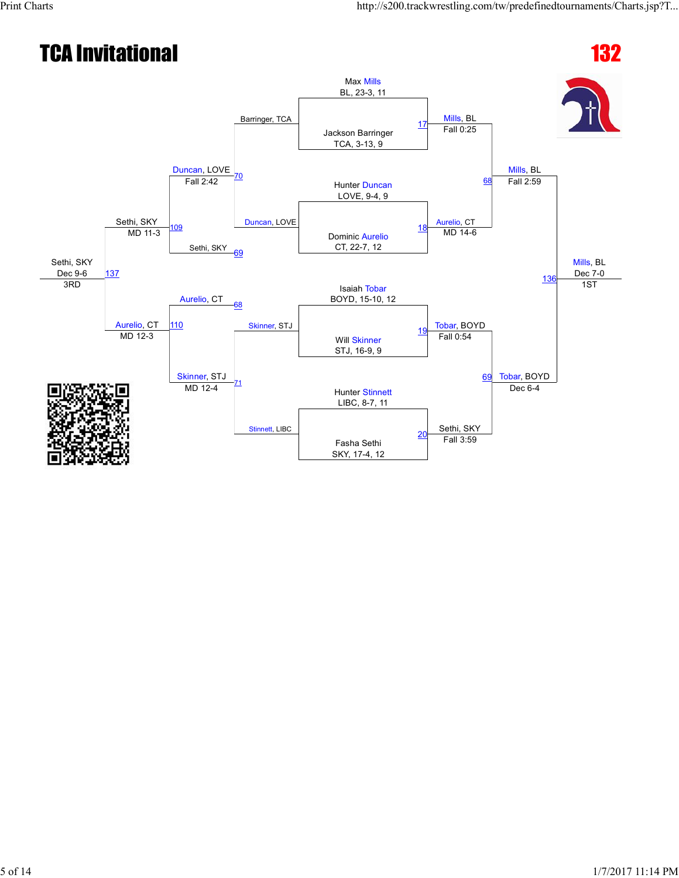# TCA Invitational

## 132

### Championship Bracket

**Quarterfinals**

- Match 17: Max Mills (BL, 23-3, 11) vs Jackson Barringer (TCA, 3-13, 9) — Mills, BL, Fall 0:25
- Match 18: Hunter Duncan (LOVE, 9-4, 9) vs Dominic Aurelio (CT, 22-7, 12) — Aurelio, CT, MD 14-6
- Match 19: Isaiah Tobar (BOYD, 15-10, 12) vs Will Skinner (STJ, 16-9, 9) — Tobar, BOYD, Fall 0:54
- Match 20: Hunter Stinnett (LIBC, 8-7, 11) vs Fasha Sethi (SKY, 17-4, 12) — Sethi, SKY, Fall 3:59

**Semifinals**

- Match 68: Mills, BL vs Aurelio, CT — Mills, BL, Fall 2:59
- Match 69: Tobar, BOYD vs Sethi, SKY — Tobar, BOYD, Dec 6-4

**Final**

- Match 136: Mills, BL vs Tobar, BOYD — Mills, BL, Dec 7-0 — 1ST

### Consolation Bracket

- Match 70: Barringer, TCA vs Duncan, LOVE — Duncan, LOVE, Fall 2:42
- Match 71: Skinner, STJ vs Stinnett, LIBC — Skinner, STJ, MD 12-4
- Match 109: Duncan, LOVE vs Sethi, SKY (69) — Sethi, SKY, MD 11-3
- Match 110: Aurelio, CT (68) vs Skinner, STJ — Aurelio, CT, MD 12-3
- Match 137: Sethi, SKY vs Aurelio, CT — Sethi, SKY, Dec 9-6 — 3RD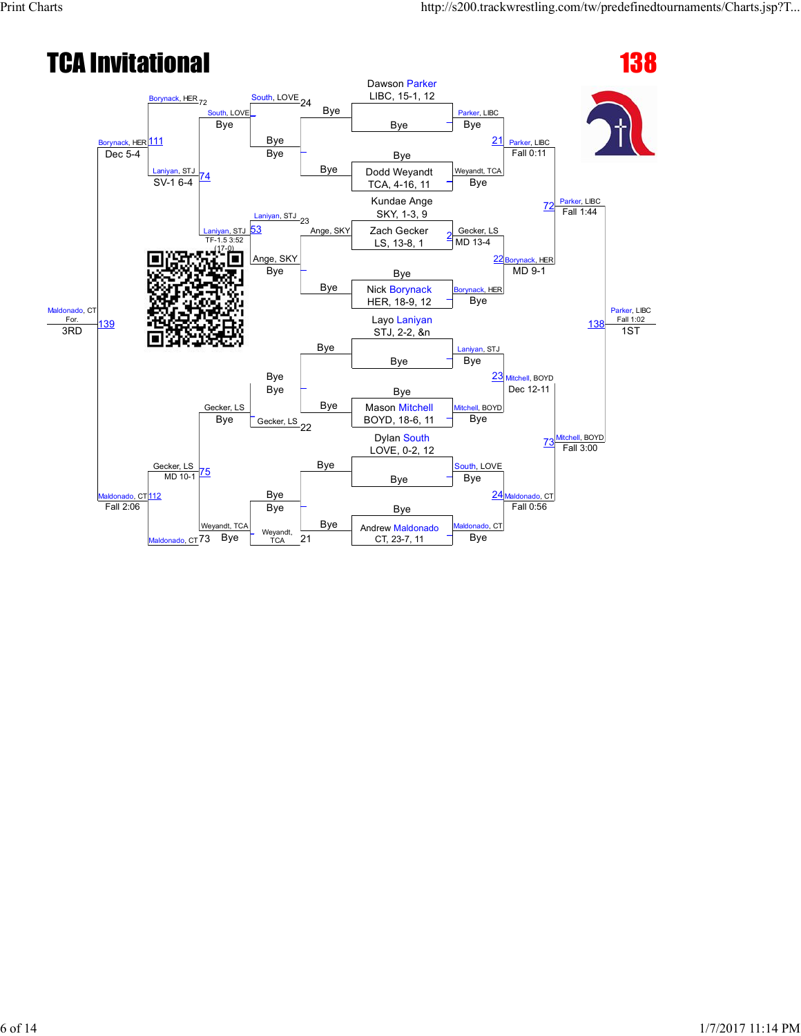# TCA Invitational

## 138

### Championship Bracket

**First round / Quarterfinals**

- Dawson Parker, LIBC, 15-1, 12 vs Bye — Parker, LIBC (Bye)
- Bye vs Dodd Weyandt, TCA, 4-16, 11 — Weyandt, TCA (Bye)
- Kundae Ange, SKY, 1-3, 9 vs Zach Gecker, LS, 13-8, 1 — Match 2: Gecker, LS, MD 13-4
- Bye vs Nick Borynack, HER, 18-9, 12 — Borynack, HER (Bye)
- Layo Laniyan, STJ, 2-2, &n vs Bye — Laniyan, STJ (Bye)
- Bye vs Mason Mitchell, BOYD, 18-6, 11 — Mitchell, BOYD (Bye)
- Dylan South, LOVE, 0-2, 12 vs Bye — South, LOVE (Bye)
- Bye vs Andrew Maldonado, CT, 23-7, 11 — Maldonado, CT (Bye)

**Second round**

- Match 21: Parker, LIBC — Fall 0:11
- Match 22: Borynack, HER — MD 9-1
- Match 23: Mitchell, BOYD — Dec 12-11
- Match 24: Maldonado, CT — Fall 0:56

**Semifinals**

- Match 72: Parker, LIBC — Fall 1:44
- Match 73: Mitchell, BOYD — Fall 3:00

**Final**

- Match 138: Parker, LIBC — Fall 1:02 — **1ST**

### Consolation Bracket

**First round**

- Match 24: South, LOVE (Ange, SKY / Bye)
- Match 23: Laniyan, STJ (Ange, SKY)
- Match 22: Gecker, LS
- Match 21: Weyandt, TCA

**Second round**

- Match 72: South, LOVE (Bye)
- Match 53: Laniyan, STJ — TF-1.5 3:52 (17-0)
- Gecker, LS (Bye)
- Match 73: Weyandt, TCA (Bye)

**Third round**

- Match 74: Laniyan, STJ — SV-1 6-4
- Match 75: Gecker, LS — MD 10-1

**Consolation semifinals**

- Match 111: Borynack, HER — Dec 5-4
- Match 112: Maldonado, CT — Fall 2:06

**Third place**

- Match 139: Maldonado, CT — For. — **3RD**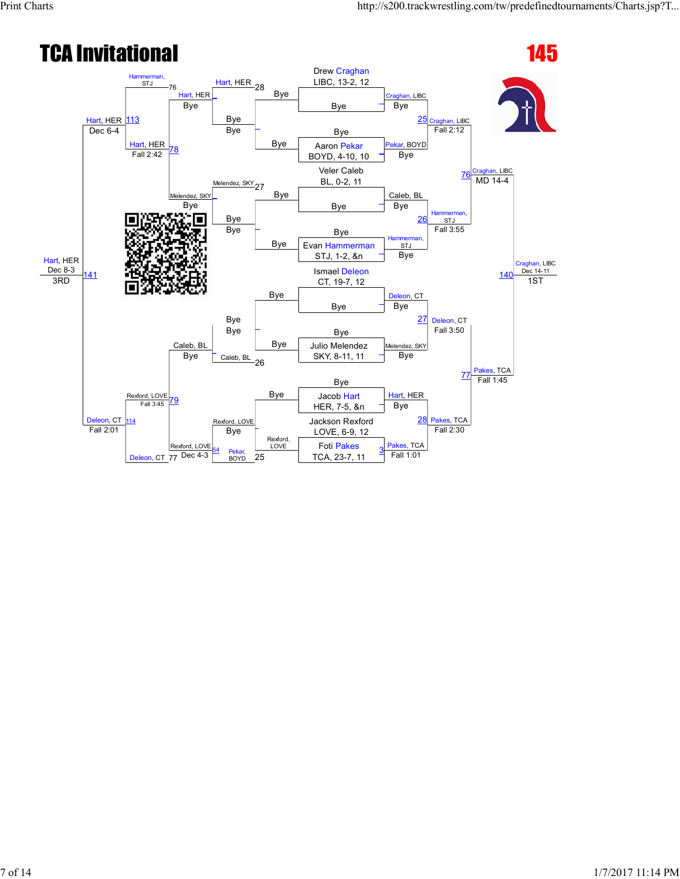# TCA Invitational

## 145

### Championship Bracket

**First round**

- Drew Craghan, LIBC, 13-2, 12 vs Bye — Craghan, LIBC
- Bye vs Aaron Pekar, BOYD, 4-10, 10 — Pekar, BOYD
- Veler Caleb, BL, 0-2, 11 vs Bye — Caleb, BL
- Bye vs Evan Hammerman, STJ, 1-2, &n — Hammerman, STJ
- Ismael Deleon, CT, 19-7, 12 vs Bye — Deleon, CT
- Bye vs Julio Melendez, SKY, 8-11, 11 — Melendez, SKY
- Bye vs Jacob Hart, HER, 7-5, &n — Hart, HER
- Jackson Rexford, LOVE, 6-9, 12 vs Foti Pakes, TCA, 23-7, 11 — Match 3: Pakes, TCA, Fall 1:01

**Quarterfinals**

- Match 25: Craghan, LIBC over Pekar, BOYD — Fall 2:12
- Match 26: Hammerman, STJ over Caleb, BL — Fall 3:55
- Match 27: Deleon, CT over Melendez, SKY — Fall 3:50
- Match 28: Pakes, TCA over Hart, HER — Fall 2:30

**Semifinals**

- Match 76: Craghan, LIBC over Hammerman, STJ — MD 14-4
- Match 77: Pakes, TCA over Deleon, CT — Fall 1:45

**Final**

- Match 140: Craghan, LIBC over Pakes, TCA — Dec 14-11 — **1ST**

### Consolation Bracket

- Bye vs Bye
- Hart, HER vs Bye — Match 28: Hart, HER
- Bye vs Bye
- Melendez, SKY vs Bye — Match 27: Melendez, SKY
- Bye vs Bye
- Caleb, BL vs Bye — Match 26: Caleb, BL
- Rexford, LOVE vs Bye
- Rexford, LOVE vs Pekar, BOYD — Match 25 / 54: Rexford, LOVE
- Match 78: Hart, HER over Melendez, SKY — Fall 2:42
- Match 79: Rexford, LOVE over Caleb, BL — Fall 3:45
- Match 76 / 113: Hart, HER over Hammerman, STJ — Dec 6-4
- Match 77 / 114: Deleon, CT over Rexford, LOVE — Dec 4-3; Fall 2:01
- Match 141: Hart, HER over Deleon, CT — Dec 8-3 — **3RD**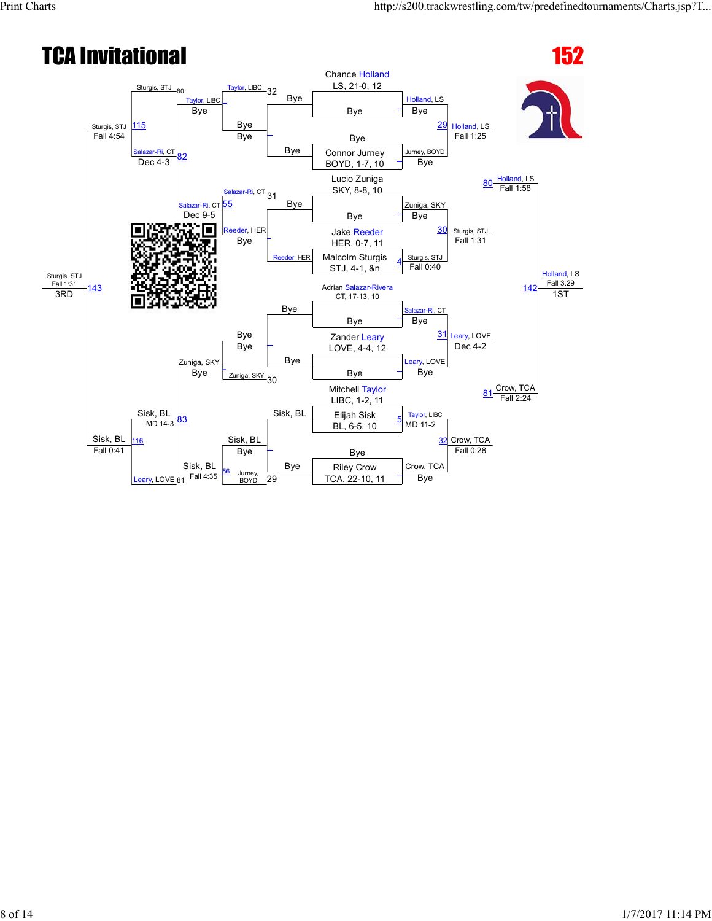# TCA Invitational

## 152

### Championship Bracket

**Seeds**

- Chance Holland, LS, 21-0, 12
- Connor Jurney, BOYD, 1-7, 10
- Lucio Zuniga, SKY, 8-8, 10
- Jake Reeder, HER, 0-7, 11
- Malcolm Sturgis, STJ, 4-1, &n
- Adrian Salazar-Rivera, CT, 17-13, 10
- Zander Leary, LOVE, 4-4, 12
- Mitchell Taylor, LIBC, 1-2, 11
- Elijah Sisk, BL, 6-5, 10
- Riley Crow, TCA, 22-10, 11

**First Round**

- Chance Holland vs. Bye — Holland, LS, Bye
- Bye vs. Connor Jurney — Jurney, BOYD, Bye
- Lucio Zuniga vs. Bye — Zuniga, SKY, Bye
- Jake Reeder vs. Malcolm Sturgis (4) — Sturgis, STJ, Fall 0:40
- Adrian Salazar-Rivera vs. Bye — Salazar-Ri, CT, Bye
- Zander Leary vs. Bye — Leary, LOVE, Bye
- Mitchell Taylor vs. Elijah Sisk (5) — Taylor, LIBC, MD 11-2
- Bye vs. Riley Crow — Crow, TCA, Bye

**Quarterfinals**

- (29) Holland, LS, Fall 1:25
- (30) Sturgis, STJ, Fall 1:31
- (31) Leary, LOVE, Dec 4-2
- (32) Crow, TCA, Fall 0:28

**Semifinals**

- (80) Holland, LS, Fall 1:58
- (81) Crow, TCA, Fall 2:24

**Final**

- (142) Holland, LS, Fall 3:29 — 1ST

### Consolation Bracket

**Consolation Round 1**

- Bye vs. Bye
- Bye vs. Reeder, HER
- Bye vs. Bye
- Sisk, BL vs. Bye

**Consolation Round 2**

- (32) Taylor, LIBC — Bye
- (31) Salazar-Ri, CT vs. Reeder, HER — Bye
- (30) Zuniga, SKY — Bye
- (29) Jurney, BOYD vs. Sisk, BL — Bye

**Consolation Round 3**

- (80) Sturgis, STJ vs. Taylor, LIBC — Taylor, LIBC, Bye
- (55) Salazar-Ri, CT, Dec 9-5
- Zuniga, SKY, Bye
- (56) Sisk, BL, Fall 4:35

**Consolation Semifinals**

- (82) Salazar-Ri, CT, Dec 4-3
- (83) Sisk, BL, MD 14-3 (vs. Leary, LOVE 81)

**Consolation Finals**

- (115) Sturgis, STJ, Fall 4:54
- (116) Sisk, BL, Fall 0:41

**3rd Place**

- (143) Sturgis, STJ, Fall 1:31 — 3RD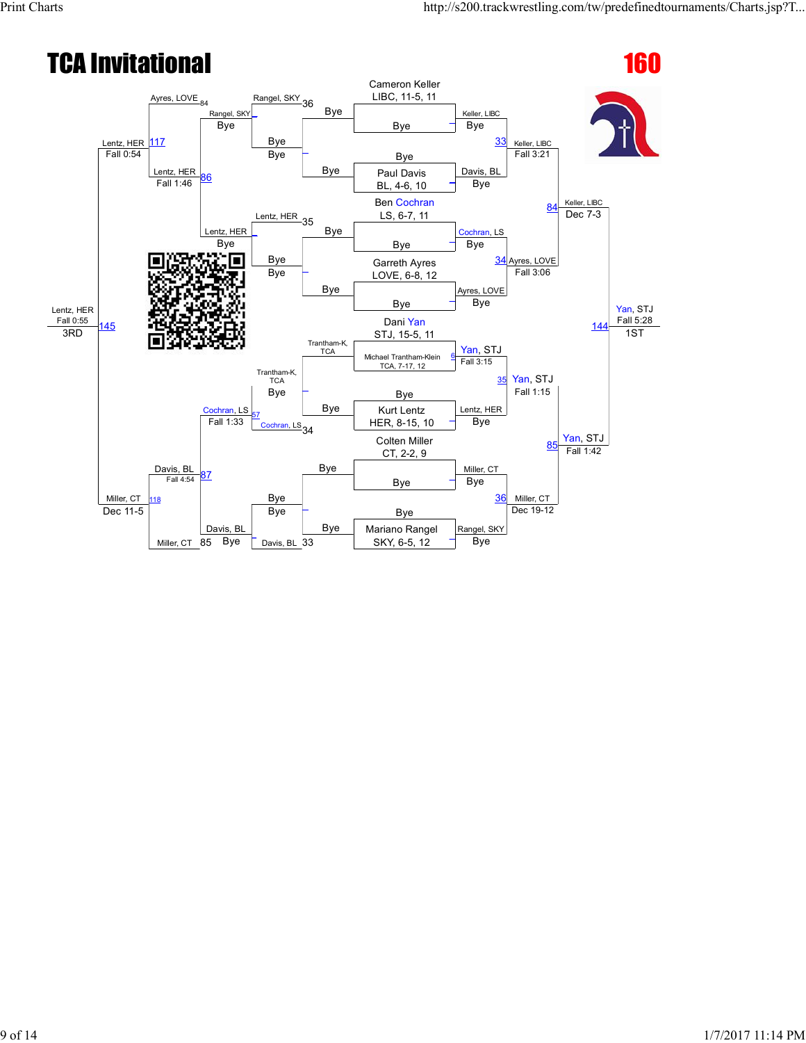# TCA Invitational

## 160

### Championship Bracket

**Seeds / Entrants**

- Cameron Keller, LIBC, 11-5, 11 — Bye
- Bye — Paul Davis, BL, 4-6, 10
- Ben Cochran, LS, 6-7, 11 — Bye
- Garreth Ayres, LOVE, 6-8, 12 — Bye
- Dani Yan, STJ, 15-5, 11 — Michael Trantham-Klein, TCA, 7-17, 12
- Bye — Kurt Lentz, HER, 8-15, 10
- Colten Miller, CT, 2-2, 9 — Bye
- Bye — Mariano Rangel, SKY, 6-5, 12

**First Round**

- Keller, LIBC — Bye
- Davis, BL — Bye
- Cochran, LS — Bye
- Ayres, LOVE — Bye
- Yan, STJ — Fall 3:15 (Match 6)
- Lentz, HER — Bye
- Miller, CT — Bye
- Rangel, SKY — Bye

**Quarterfinals**

- Match 33: Keller, LIBC — Fall 3:21
- Match 34: Ayres, LOVE — Fall 3:06
- Match 35: Yan, STJ — Fall 1:15
- Match 36: Miller, CT — Dec 19-12

**Semifinals**

- Match 84: Keller, LIBC — Dec 7-3
- Match 85: Yan, STJ — Fall 1:42

**Final**

- Match 144: Yan, STJ — Fall 5:28 — **1ST**

### Consolation Bracket

**Consolation Round 1**

- Match 36: Rangel, SKY — Bye, Bye
- Match 35: Lentz, HER — Bye, Bye
- Match 34: Cochran, LS — Trantham-K, TCA, Bye
- Match 33: Davis, BL — Bye, Bye

**Consolation Round 2**

- Rangel, SKY — Bye
- Lentz, HER — Bye
- Match 57: Cochran, LS — Trantham-K, TCA, Bye
- Davis, BL — Bye

**Consolation Round 3**

- Match 84: Ayres, LOVE vs. Rangel, SKY
- Match 86: Lentz, HER — Fall 1:46
- Match 87: Davis, BL — Fall 4:54 (vs. Cochran, LS — Fall 1:33)
- Match 85: Miller, CT

**Consolation Semifinals**

- Match 117: Lentz, HER — Fall 0:54
- Match 118: Miller, CT — Dec 11-5

**3rd Place**

- Match 145: Lentz, HER — Fall 0:55 — **3RD**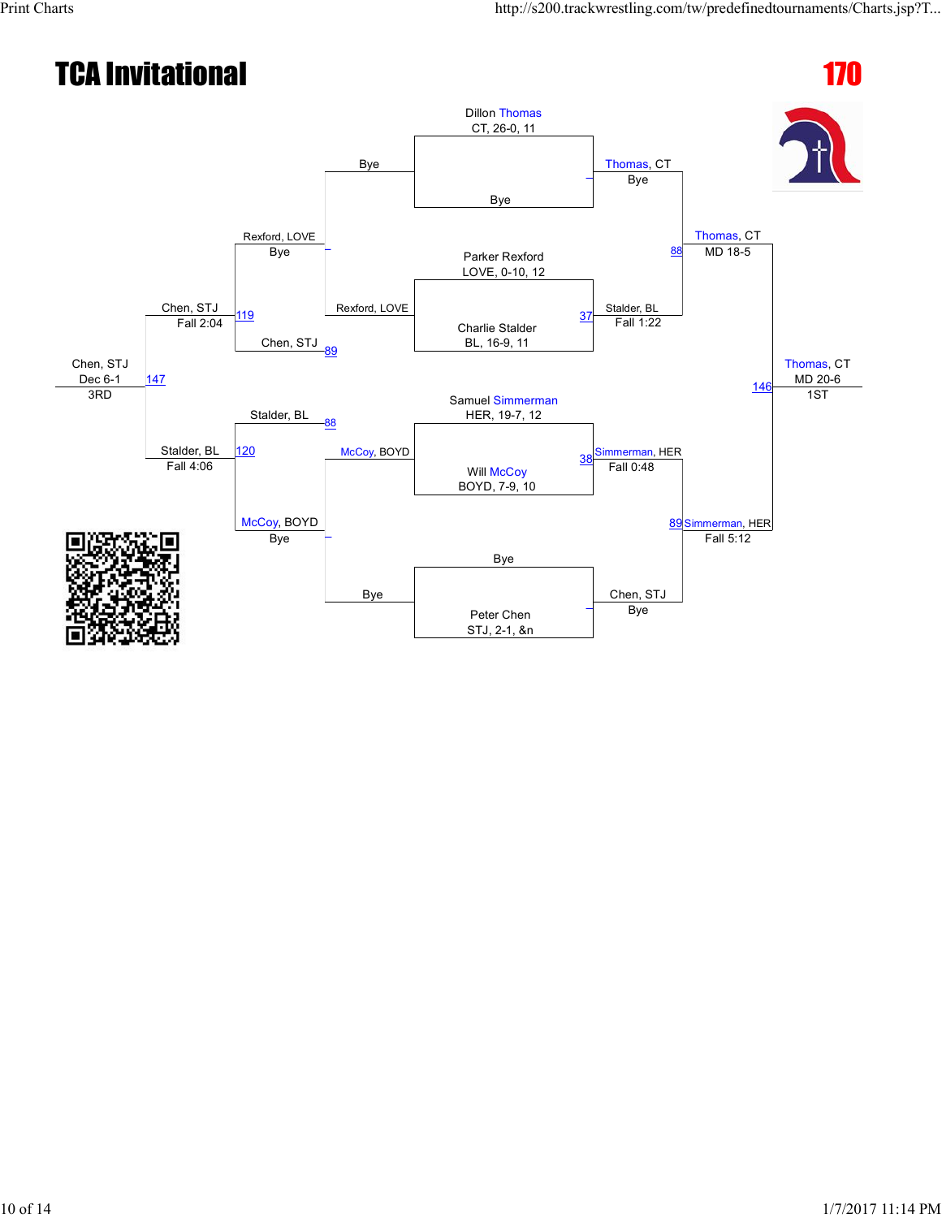# TCA Invitational

## 170

**Championship Bracket**

- Dillon Thomas, CT, 26-0, 11 vs. Bye — Thomas, CT (Bye)
- Parker Rexford, LOVE, 0-10, 12 vs. Charlie Stalder, BL, 16-9, 11 — Stalder, BL (Fall 1:22) [Bout 37]
- Samuel Simmerman, HER, 19-7, 12 vs. Will McCoy, BOYD, 7-9, 10 — Simmerman, HER (Fall 0:48) [Bout 38]
- Bye vs. Peter Chen, STJ, 2-1, &n — Chen, STJ (Bye)

**Semifinals**

- Thomas, CT vs. Stalder, BL — Thomas, CT (MD 18-5) [Bout 88]
- Simmerman, HER vs. Chen, STJ — Simmerman, HER (Fall 5:12) [Bout 89]

**Final**

- Thomas, CT vs. Simmerman, HER — Thomas, CT (MD 20-6) — 1ST [Bout 146]

**Consolation Bracket**

- Bye vs. Rexford, LOVE — Rexford, LOVE (Bye)
- Rexford, LOVE vs. Chen, STJ [89] — Chen, STJ (Fall 2:04) [Bout 119]
- Stalder, BL [88] vs. McCoy, BOYD — Stalder, BL (Fall 4:06) [Bout 120]
- McCoy, BOYD vs. Bye — McCoy, BOYD (Bye)
- Chen, STJ vs. Stalder, BL — Chen, STJ (Dec 6-1) — 3RD [Bout 147]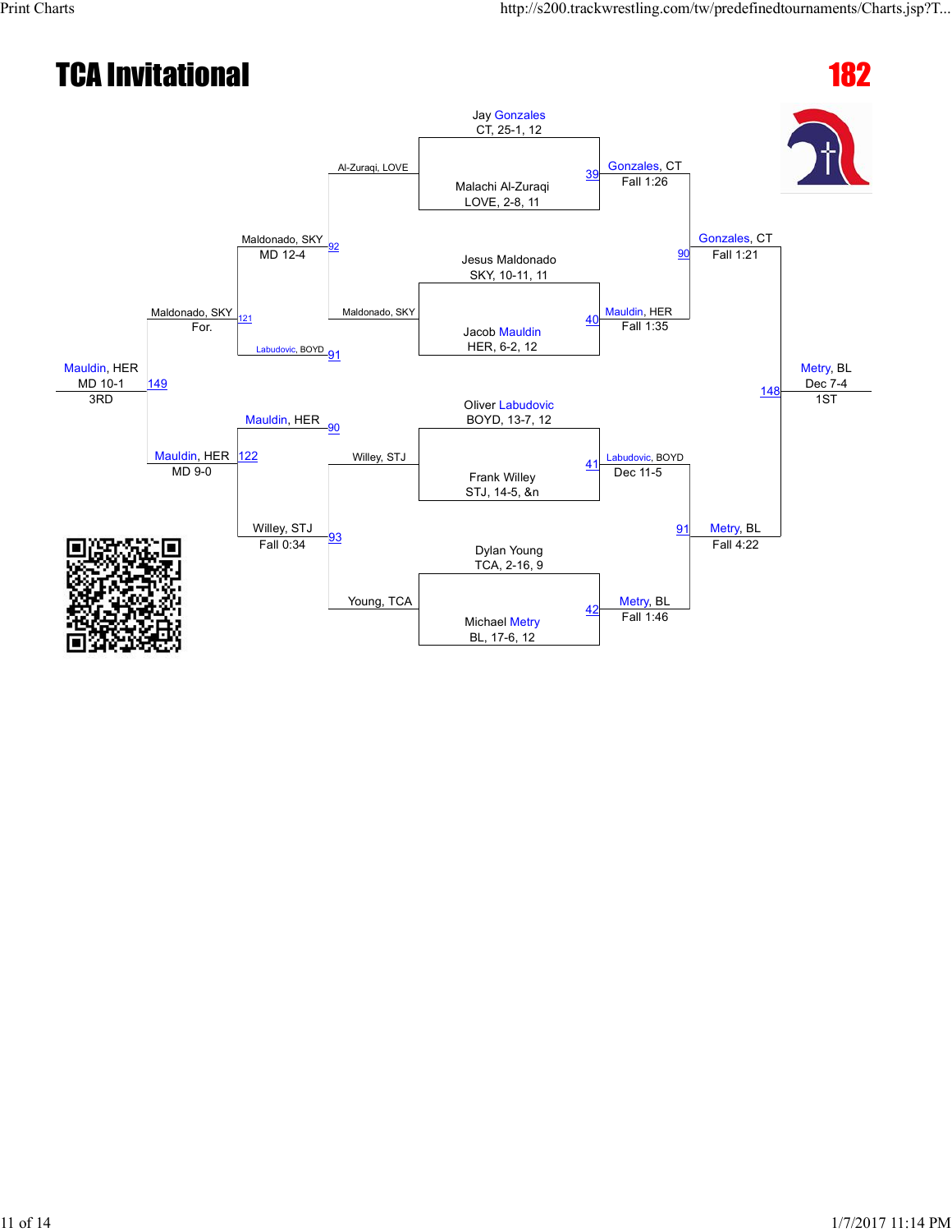# TCA Invitational

## 182

### Championship Bracket

| Match | Wrestler 1 | Wrestler 2 | Winner | Result |
|---|---|---|---|---|
| 39 | Jay Gonzales, CT, 25-1, 12 | Malachi Al-Zuraqi, LOVE, 2-8, 11 | Gonzales, CT | Fall 1:26 |
| 40 | Jesus Maldonado, SKY, 10-11, 11 | Jacob Mauldin, HER, 6-2, 12 | Mauldin, HER | Fall 1:35 |
| 41 | Oliver Labudovic, BOYD, 13-7, 12 | Frank Willey, STJ, 14-5, &n | Labudovic, BOYD | Dec 11-5 |
| 42 | Dylan Young, TCA, 2-16, 9 | Michael Metry, BL, 17-6, 12 | Metry, BL | Fall 1:46 |
| 90 | Gonzales, CT | Mauldin, HER | Gonzales, CT | Fall 1:21 |
| 91 | Labudovic, BOYD | Metry, BL | Metry, BL | Fall 4:22 |
| 148 | Gonzales, CT | Metry, BL | Metry, BL | Dec 7-4 (1ST) |

### Consolation Bracket

| Match | Wrestler 1 | Wrestler 2 | Winner | Result |
|---|---|---|---|---|
| 92 | Al-Zuraqi, LOVE | Maldonado, SKY | Maldonado, SKY | MD 12-4 |
| 93 | Willey, STJ | Young, TCA | Willey, STJ | Fall 0:34 |
| 121 | Maldonado, SKY | Labudovic, BOYD | Maldonado, SKY | For. |
| 122 | Mauldin, HER | Willey, STJ | Mauldin, HER | MD 9-0 |
| 149 | Maldonado, SKY | Mauldin, HER | Mauldin, HER | MD 10-1 (3RD) |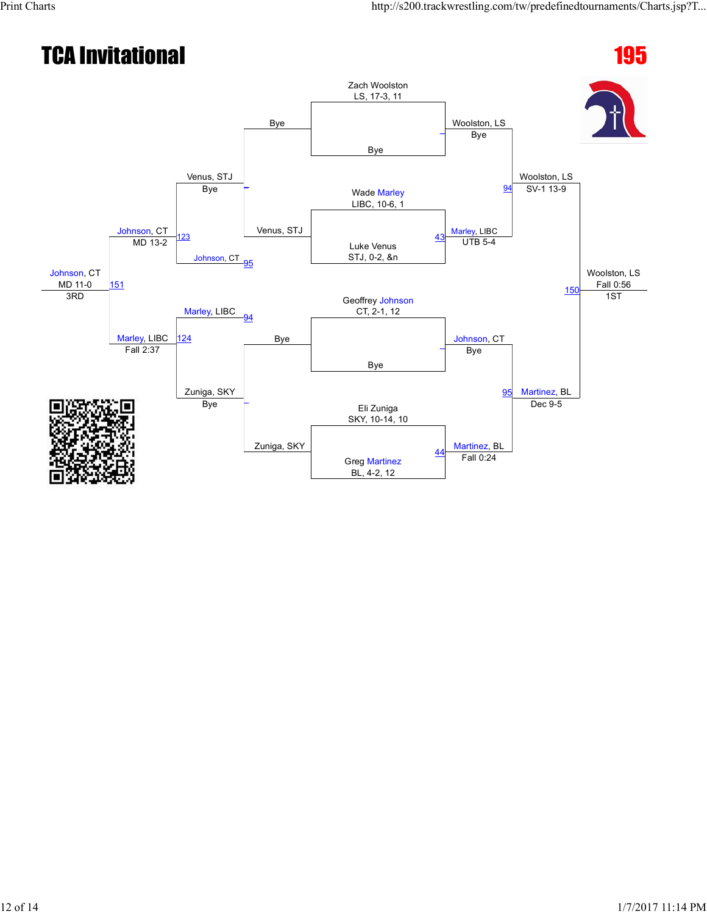# TCA Invitational

**195**

## Championship Bracket

- Zach Woolston, LS, 17-3, 11 vs Bye → Woolston, LS (Bye)
- Wade Marley, LIBC, 10-6, 1 vs Luke Venus, STJ, 0-2, &n → Bout 43: Marley, LIBC (UTB 5-4)
- Geoffrey Johnson, CT, 2-1, 12 vs Bye → Johnson, CT (Bye)
- Eli Zuniga, SKY, 10-14, 10 vs Greg Martinez, BL, 4-2, 12 → Bout 44: Martinez, BL (Fall 0:24)

### Semifinals

- Bout 94: Woolston, LS over Marley, LIBC → Woolston, LS (SV-1 13-9)
- Bout 95: Johnson, CT vs Martinez, BL → Martinez, BL (Dec 9-5)

### Final

- Bout 150: Woolston, LS (Fall 0:56) — **1ST**

## Consolation Bracket

- Bye vs Venus, STJ → Venus, STJ (Bye)
- Bye vs Zuniga, SKY → Zuniga, SKY (Bye)
- Bout 123: Venus, STJ vs Johnson, CT (loser of 95) → Johnson, CT (MD 13-2)
- Bout 124: Marley, LIBC (loser of 94) vs Zuniga, SKY → Marley, LIBC (Fall 2:37)
- Bout 151: Johnson, CT vs Marley, LIBC → Johnson, CT (MD 11-0) — **3RD**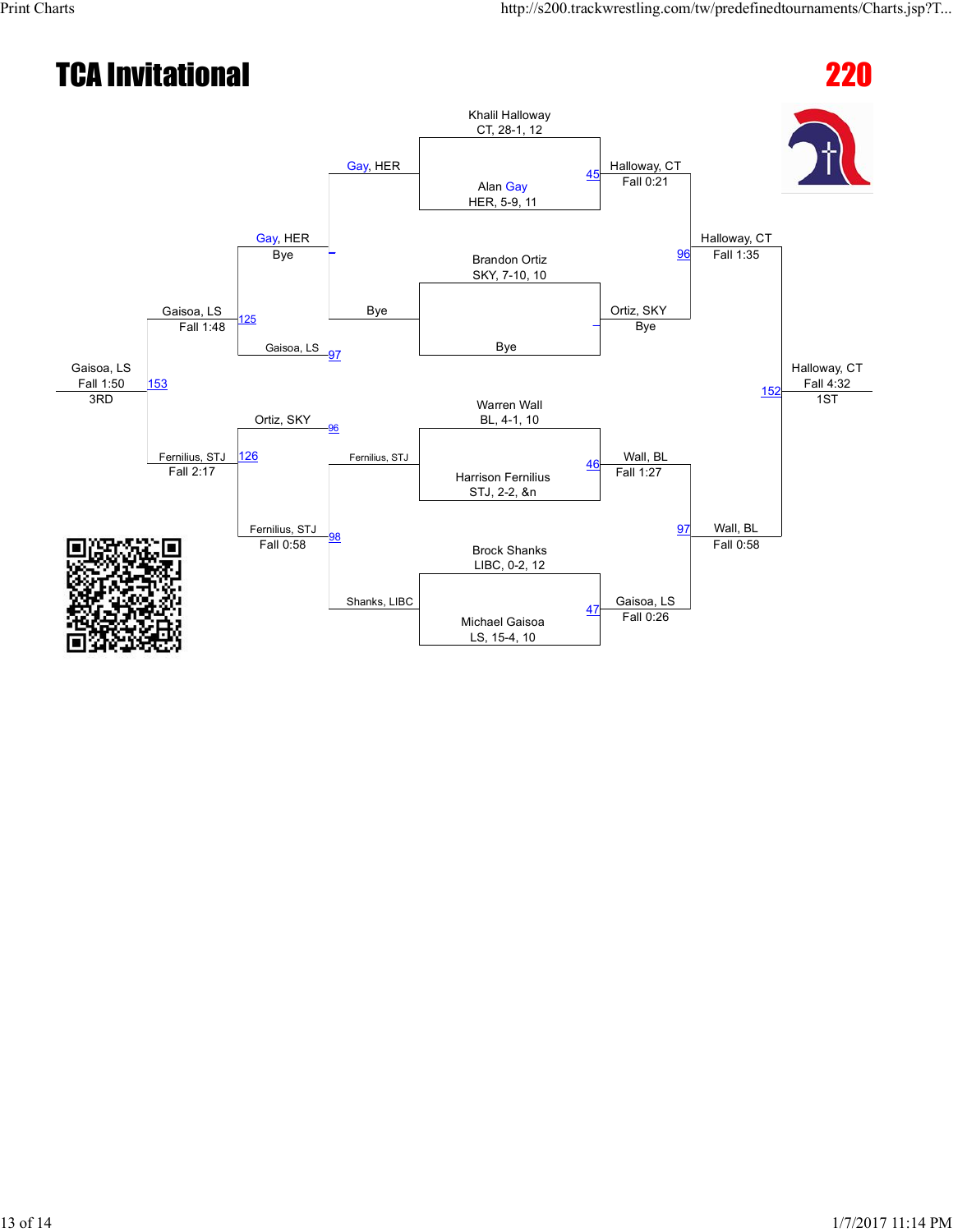# TCA Invitational

## 220

### Championship Bracket

**Quarterfinals**

| Bout | Wrestler | Wrestler | Winner | Result |
|---|---|---|---|---|
| 45 | Khalil Halloway, CT, 28-1, 12 | Alan Gay, HER, 5-9, 11 | Halloway, CT | Fall 0:21 |
| – | Brandon Ortiz, SKY, 7-10, 10 | Bye | Ortiz, SKY | Bye |
| 46 | Warren Wall, BL, 4-1, 10 | Harrison Fernilius, STJ, 2-2, &n | Wall, BL | Fall 1:27 |
| 47 | Brock Shanks, LIBC, 0-2, 12 | Michael Gaisoa, LS, 15-4, 10 | Gaisoa, LS | Fall 0:26 |

**Semifinals**

| Bout | Winner | Result |
|---|---|---|
| 96 | Halloway, CT | Fall 1:35 |
| 97 | Wall, BL | Fall 0:58 |

**Final**

| Bout | Winner | Result | Place |
|---|---|---|---|
| 152 | Halloway, CT | Fall 4:32 | 1ST |

### Consolation Bracket

**Consolation First Round**

| Bout | Wrestlers | Winner | Result |
|---|---|---|---|
| – | Gay, HER vs. Bye | Gay, HER | Bye |
| 98 | Fernilius, STJ vs. Shanks, LIBC | Fernilius, STJ | Fall 0:58 |

**Consolation Semifinals**

| Bout | Wrestlers | Winner | Result |
|---|---|---|---|
| 125 | Gay, HER vs. Gaisoa, LS (97) | Gaisoa, LS | Fall 1:48 |
| 126 | Ortiz, SKY (96) vs. Fernilius, STJ | Fernilius, STJ | Fall 2:17 |

**Third Place**

| Bout | Winner | Result | Place |
|---|---|---|---|
| 153 | Gaisoa, LS | Fall 1:50 | 3RD |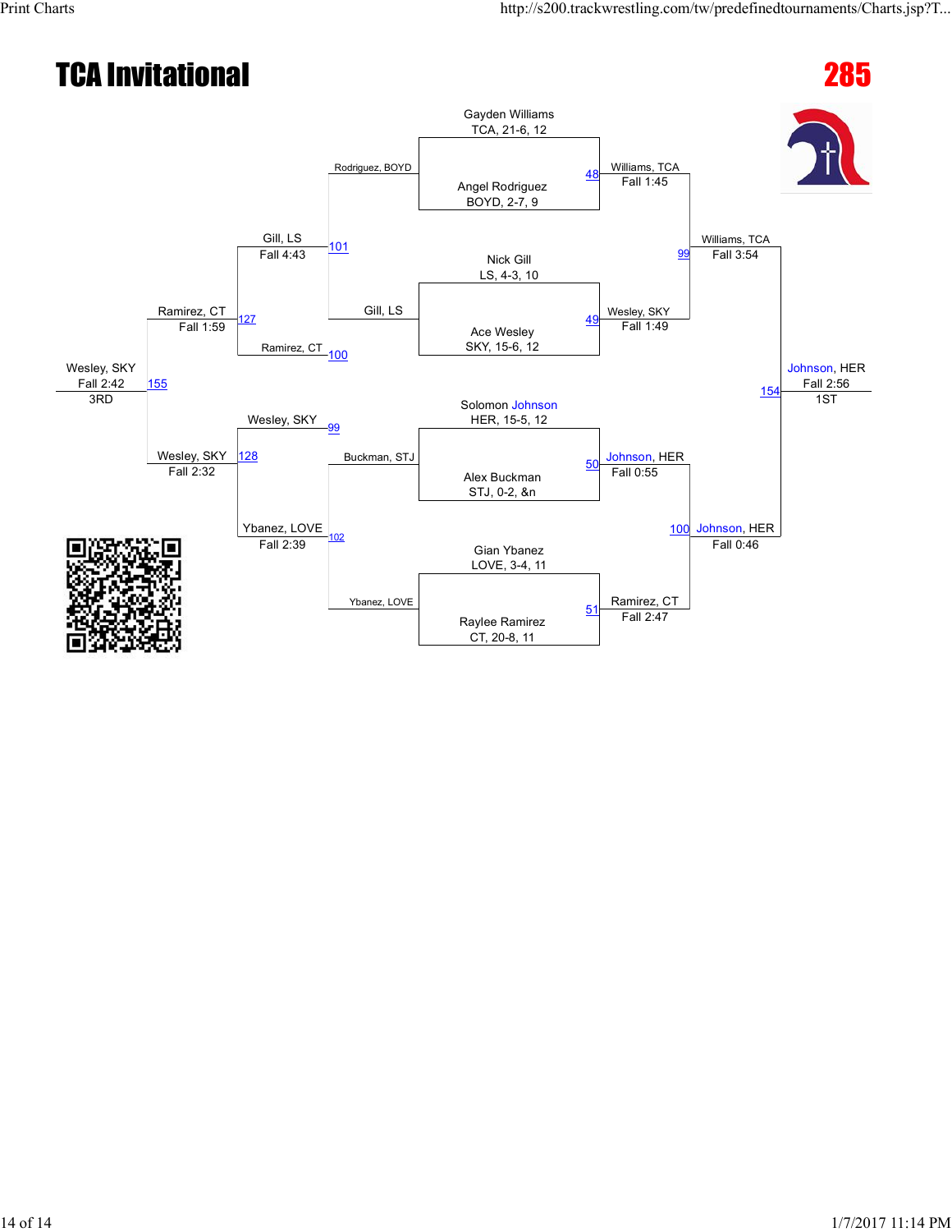# TCA Invitational

**285**

Gayden Williams
TCA, 21-6, 12

Rodriguez, BOYD

48

Angel Rodriguez
BOYD, 2-7, 9

Williams, TCA
Fall 1:45

Gill, LS
Fall 4:43

101

Nick Gill
LS, 4-3, 10

99

Williams, TCA
Fall 3:54

Ramirez, CT
Fall 1:59

127

Gill, LS

49

Ace Wesley
SKY, 15-6, 12

Wesley, SKY
Fall 1:49

Ramirez, CT

100

Wesley, SKY
Fall 2:42
3RD

155

154

Johnson, HER
Fall 2:56
1ST

Solomon Johnson
HER, 15-5, 12

Wesley, SKY

99

Wesley, SKY
Fall 2:32

128

Buckman, STJ

50

Alex Buckman
STJ, 0-2, &n

Johnson, HER
Fall 0:55

Ybanez, LOVE
Fall 2:39

102

Gian Ybanez
LOVE, 3-4, 11

100

Johnson, HER
Fall 0:46

Ybanez, LOVE

51

Raylee Ramirez
CT, 20-8, 11

Ramirez, CT
Fall 2:47